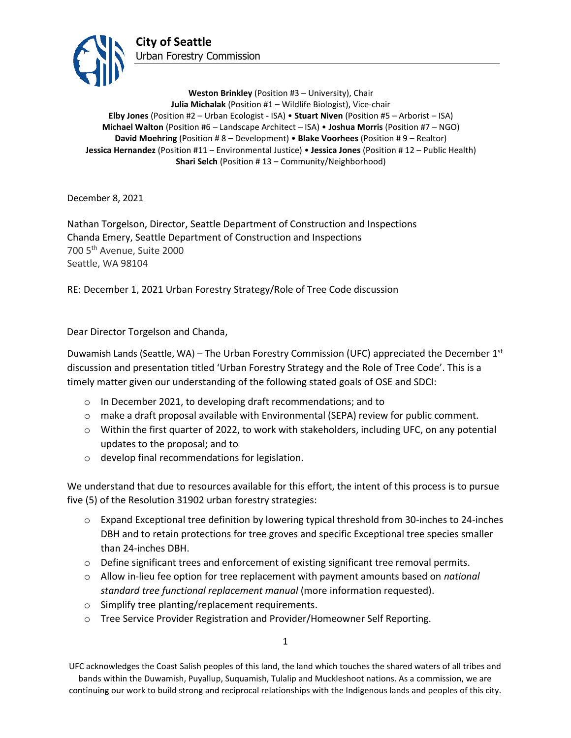**City of Seattle**
Urban Forestry Commission

**Weston Brinkley** (Position #3 – University), Chair
**Julia Michalak** (Position #1 – Wildlife Biologist), Vice-chair
**Elby Jones** (Position #2 – Urban Ecologist - ISA) • **Stuart Niven** (Position #5 – Arborist – ISA)
**Michael Walton** (Position #6 – Landscape Architect – ISA) • **Joshua Morris** (Position #7 – NGO)
**David Moehring** (Position # 8 – Development) • **Blake Voorhees** (Position # 9 – Realtor)
**Jessica Hernandez** (Position #11 – Environmental Justice) • **Jessica Jones** (Position # 12 – Public Health)
**Shari Selch** (Position # 13 – Community/Neighborhood)

December 8, 2021

Nathan Torgelson, Director, Seattle Department of Construction and Inspections
Chanda Emery, Seattle Department of Construction and Inspections
700 5th Avenue, Suite 2000
Seattle, WA 98104

RE: December 1, 2021 Urban Forestry Strategy/Role of Tree Code discussion

Dear Director Torgelson and Chanda,

Duwamish Lands (Seattle, WA) – The Urban Forestry Commission (UFC) appreciated the December 1st discussion and presentation titled 'Urban Forestry Strategy and the Role of Tree Code'. This is a timely matter given our understanding of the following stated goals of OSE and SDCI:

- In December 2021, to developing draft recommendations; and to
- make a draft proposal available with Environmental (SEPA) review for public comment.
- Within the first quarter of 2022, to work with stakeholders, including UFC, on any potential updates to the proposal; and to
- develop final recommendations for legislation.

We understand that due to resources available for this effort, the intent of this process is to pursue five (5) of the Resolution 31902 urban forestry strategies:

- Expand Exceptional tree definition by lowering typical threshold from 30-inches to 24-inches DBH and to retain protections for tree groves and specific Exceptional tree species smaller than 24-inches DBH.
- Define significant trees and enforcement of existing significant tree removal permits.
- Allow in-lieu fee option for tree replacement with payment amounts based on *national standard tree functional replacement manual* (more information requested).
- Simplify tree planting/replacement requirements.
- Tree Service Provider Registration and Provider/Homeowner Self Reporting.

UFC acknowledges the Coast Salish peoples of this land, the land which touches the shared waters of all tribes and bands within the Duwamish, Puyallup, Suquamish, Tulalip and Muckleshoot nations. As a commission, we are continuing our work to build strong and reciprocal relationships with the Indigenous lands and peoples of this city.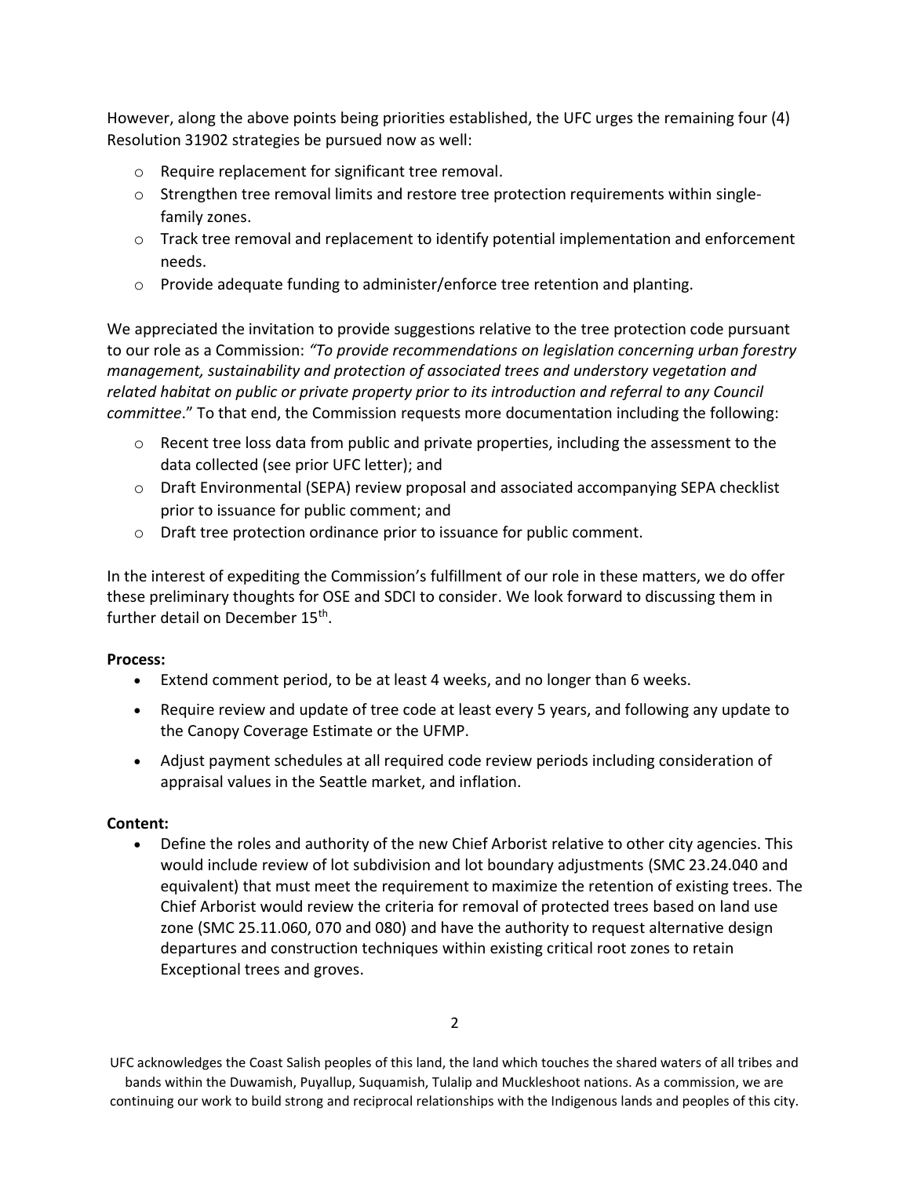However, along the above points being priorities established, the UFC urges the remaining four (4) Resolution 31902 strategies be pursued now as well:

- Require replacement for significant tree removal.
- Strengthen tree removal limits and restore tree protection requirements within single-family zones.
- Track tree removal and replacement to identify potential implementation and enforcement needs.
- Provide adequate funding to administer/enforce tree retention and planting.

We appreciated the invitation to provide suggestions relative to the tree protection code pursuant to our role as a Commission: *"To provide recommendations on legislation concerning urban forestry management, sustainability and protection of associated trees and understory vegetation and related habitat on public or private property prior to its introduction and referral to any Council committee*." To that end, the Commission requests more documentation including the following:

- Recent tree loss data from public and private properties, including the assessment to the data collected (see prior UFC letter); and
- Draft Environmental (SEPA) review proposal and associated accompanying SEPA checklist prior to issuance for public comment; and
- Draft tree protection ordinance prior to issuance for public comment.

In the interest of expediting the Commission's fulfillment of our role in these matters, we do offer these preliminary thoughts for OSE and SDCI to consider. We look forward to discussing them in further detail on December 15th.

**Process:**

- Extend comment period, to be at least 4 weeks, and no longer than 6 weeks.
- Require review and update of tree code at least every 5 years, and following any update to the Canopy Coverage Estimate or the UFMP.
- Adjust payment schedules at all required code review periods including consideration of appraisal values in the Seattle market, and inflation.

**Content:**

- Define the roles and authority of the new Chief Arborist relative to other city agencies. This would include review of lot subdivision and lot boundary adjustments (SMC 23.24.040 and equivalent) that must meet the requirement to maximize the retention of existing trees. The Chief Arborist would review the criteria for removal of protected trees based on land use zone (SMC 25.11.060, 070 and 080) and have the authority to request alternative design departures and construction techniques within existing critical root zones to retain Exceptional trees and groves.

UFC acknowledges the Coast Salish peoples of this land, the land which touches the shared waters of all tribes and bands within the Duwamish, Puyallup, Suquamish, Tulalip and Muckleshoot nations. As a commission, we are continuing our work to build strong and reciprocal relationships with the Indigenous lands and peoples of this city.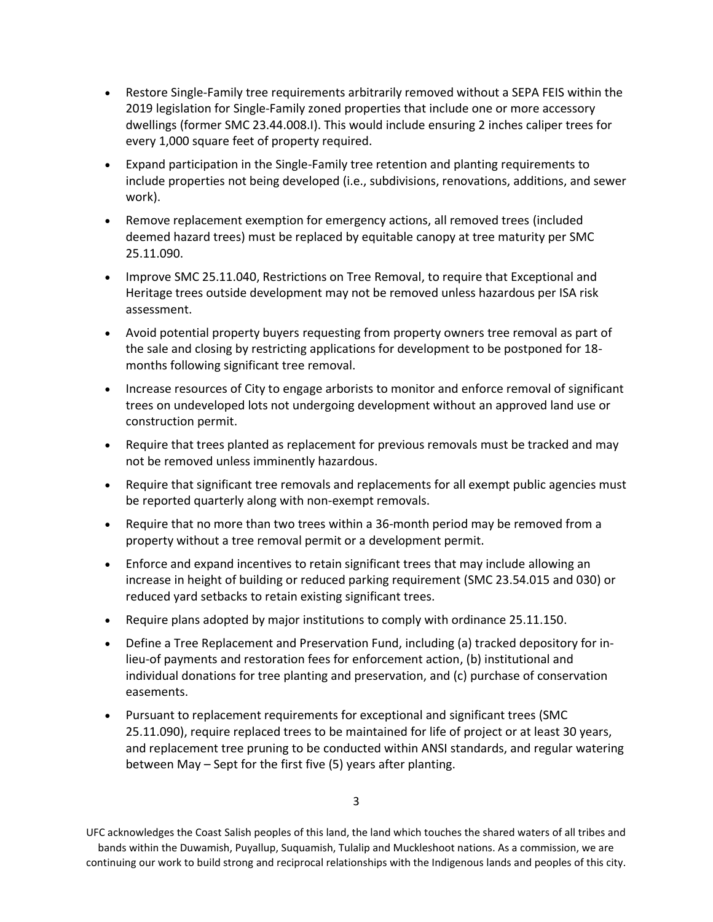- Restore Single-Family tree requirements arbitrarily removed without a SEPA FEIS within the 2019 legislation for Single-Family zoned properties that include one or more accessory dwellings (former SMC 23.44.008.I). This would include ensuring 2 inches caliper trees for every 1,000 square feet of property required.
- Expand participation in the Single-Family tree retention and planting requirements to include properties not being developed (i.e., subdivisions, renovations, additions, and sewer work).
- Remove replacement exemption for emergency actions, all removed trees (included deemed hazard trees) must be replaced by equitable canopy at tree maturity per SMC 25.11.090.
- Improve SMC 25.11.040, Restrictions on Tree Removal, to require that Exceptional and Heritage trees outside development may not be removed unless hazardous per ISA risk assessment.
- Avoid potential property buyers requesting from property owners tree removal as part of the sale and closing by restricting applications for development to be postponed for 18-months following significant tree removal.
- Increase resources of City to engage arborists to monitor and enforce removal of significant trees on undeveloped lots not undergoing development without an approved land use or construction permit.
- Require that trees planted as replacement for previous removals must be tracked and may not be removed unless imminently hazardous.
- Require that significant tree removals and replacements for all exempt public agencies must be reported quarterly along with non-exempt removals.
- Require that no more than two trees within a 36-month period may be removed from a property without a tree removal permit or a development permit.
- Enforce and expand incentives to retain significant trees that may include allowing an increase in height of building or reduced parking requirement (SMC 23.54.015 and 030) or reduced yard setbacks to retain existing significant trees.
- Require plans adopted by major institutions to comply with ordinance 25.11.150.
- Define a Tree Replacement and Preservation Fund, including (a) tracked depository for in-lieu-of payments and restoration fees for enforcement action, (b) institutional and individual donations for tree planting and preservation, and (c) purchase of conservation easements.
- Pursuant to replacement requirements for exceptional and significant trees (SMC 25.11.090), require replaced trees to be maintained for life of project or at least 30 years, and replacement tree pruning to be conducted within ANSI standards, and regular watering between May – Sept for the first five (5) years after planting.

UFC acknowledges the Coast Salish peoples of this land, the land which touches the shared waters of all tribes and bands within the Duwamish, Puyallup, Suquamish, Tulalip and Muckleshoot nations. As a commission, we are continuing our work to build strong and reciprocal relationships with the Indigenous lands and peoples of this city.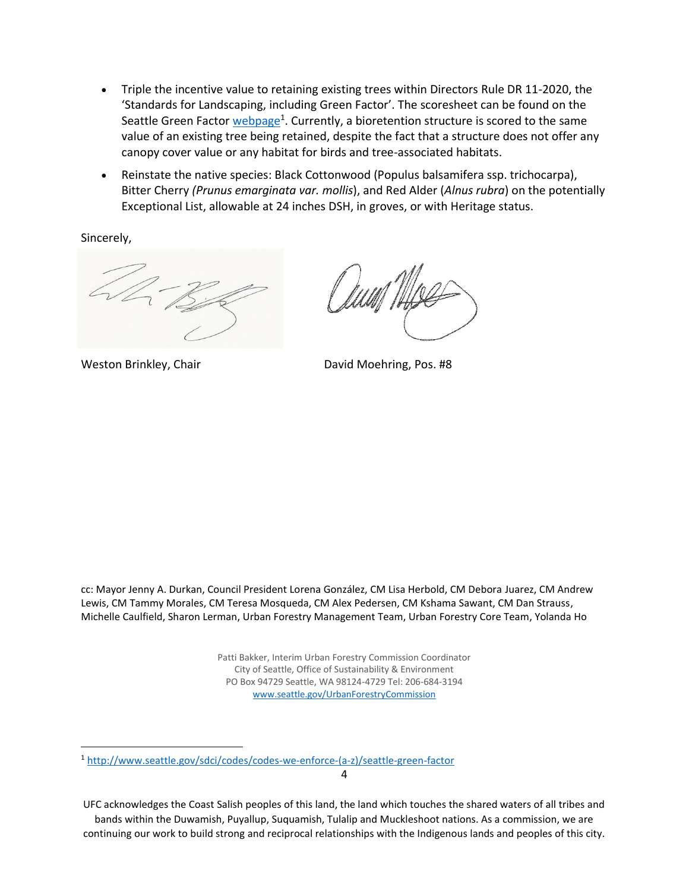- Triple the incentive value to retaining existing trees within Directors Rule DR 11-2020, the 'Standards for Landscaping, including Green Factor'. The scoresheet can be found on the Seattle Green Factor [webpage][1]. Currently, a bioretention structure is scored to the same value of an existing tree being retained, despite the fact that a structure does not offer any canopy cover value or any habitat for birds and tree-associated habitats.
- Reinstate the native species: Black Cottonwood (Populus balsamifera ssp. trichocarpa), Bitter Cherry *(Prunus emarginata var. mollis*), and Red Alder (*Alnus rubra*) on the potentially Exceptional List, allowable at 24 inches DSH, in groves, or with Heritage status.

Sincerely,

Weston Brinkley, Chair

David Moehring, Pos. #8

cc: Mayor Jenny A. Durkan, Council President Lorena González, CM Lisa Herbold, CM Debora Juarez, CM Andrew Lewis, CM Tammy Morales, CM Teresa Mosqueda, CM Alex Pedersen, CM Kshama Sawant, CM Dan Strauss, Michelle Caulfield, Sharon Lerman, Urban Forestry Management Team, Urban Forestry Core Team, Yolanda Ho

Patti Bakker, Interim Urban Forestry Commission Coordinator
City of Seattle, Office of Sustainability & Environment
PO Box 94729 Seattle, WA 98124-4729 Tel: 206-684-3194
www.seattle.gov/UrbanForestryCommission

[1] http://www.seattle.gov/sdci/codes/codes-we-enforce-(a-z)/seattle-green-factor

UFC acknowledges the Coast Salish peoples of this land, the land which touches the shared waters of all tribes and bands within the Duwamish, Puyallup, Suquamish, Tulalip and Muckleshoot nations. As a commission, we are continuing our work to build strong and reciprocal relationships with the Indigenous lands and peoples of this city.